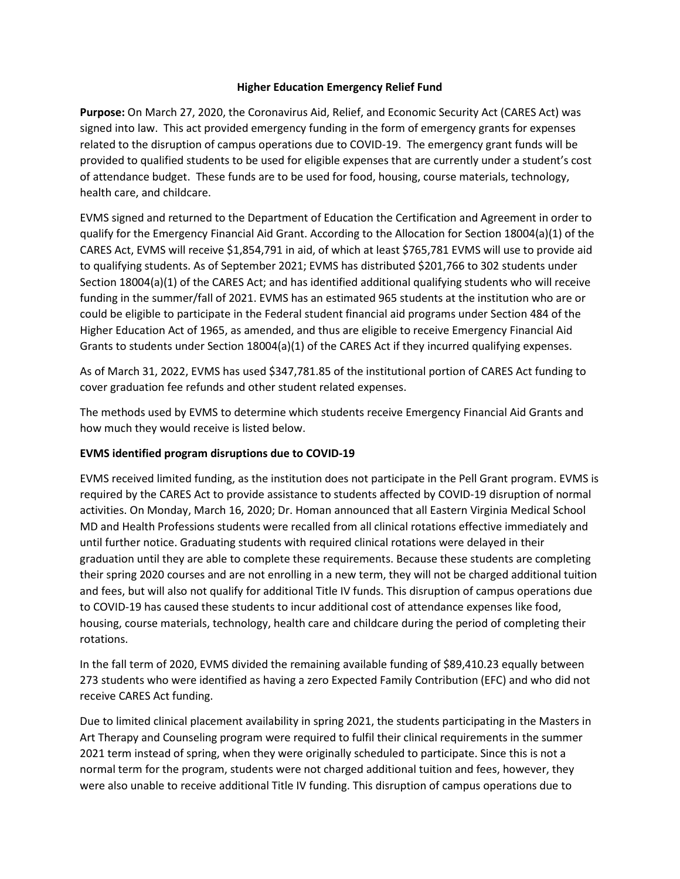# Higher Education Emergency Relief Fund

**Purpose:** On March 27, 2020, the Coronavirus Aid, Relief, and Economic Security Act (CARES Act) was signed into law. This act provided emergency funding in the form of emergency grants for expenses related to the disruption of campus operations due to COVID-19. The emergency grant funds will be provided to qualified students to be used for eligible expenses that are currently under a student's cost of attendance budget. These funds are to be used for food, housing, course materials, technology, health care, and childcare.

EVMS signed and returned to the Department of Education the Certification and Agreement in order to qualify for the Emergency Financial Aid Grant. According to the Allocation for Section 18004(a)(1) of the CARES Act, EVMS will receive $1,854,791 in aid, of which at least $765,781 EVMS will use to provide aid to qualifying students. As of September 2021; EVMS has distributed $201,766 to 302 students under Section 18004(a)(1) of the CARES Act; and has identified additional qualifying students who will receive funding in the summer/fall of 2021. EVMS has an estimated 965 students at the institution who are or could be eligible to participate in the Federal student financial aid programs under Section 484 of the Higher Education Act of 1965, as amended, and thus are eligible to receive Emergency Financial Aid Grants to students under Section 18004(a)(1) of the CARES Act if they incurred qualifying expenses.

As of March 31, 2022, EVMS has used $347,781.85 of the institutional portion of CARES Act funding to cover graduation fee refunds and other student related expenses.

The methods used by EVMS to determine which students receive Emergency Financial Aid Grants and how much they would receive is listed below.

## EVMS identified program disruptions due to COVID-19

EVMS received limited funding, as the institution does not participate in the Pell Grant program. EVMS is required by the CARES Act to provide assistance to students affected by COVID-19 disruption of normal activities. On Monday, March 16, 2020; Dr. Homan announced that all Eastern Virginia Medical School MD and Health Professions students were recalled from all clinical rotations effective immediately and until further notice. Graduating students with required clinical rotations were delayed in their graduation until they are able to complete these requirements. Because these students are completing their spring 2020 courses and are not enrolling in a new term, they will not be charged additional tuition and fees, but will also not qualify for additional Title IV funds. This disruption of campus operations due to COVID-19 has caused these students to incur additional cost of attendance expenses like food, housing, course materials, technology, health care and childcare during the period of completing their rotations.

In the fall term of 2020, EVMS divided the remaining available funding of $89,410.23 equally between 273 students who were identified as having a zero Expected Family Contribution (EFC) and who did not receive CARES Act funding.

Due to limited clinical placement availability in spring 2021, the students participating in the Masters in Art Therapy and Counseling program were required to fulfil their clinical requirements in the summer 2021 term instead of spring, when they were originally scheduled to participate. Since this is not a normal term for the program, students were not charged additional tuition and fees, however, they were also unable to receive additional Title IV funding. This disruption of campus operations due to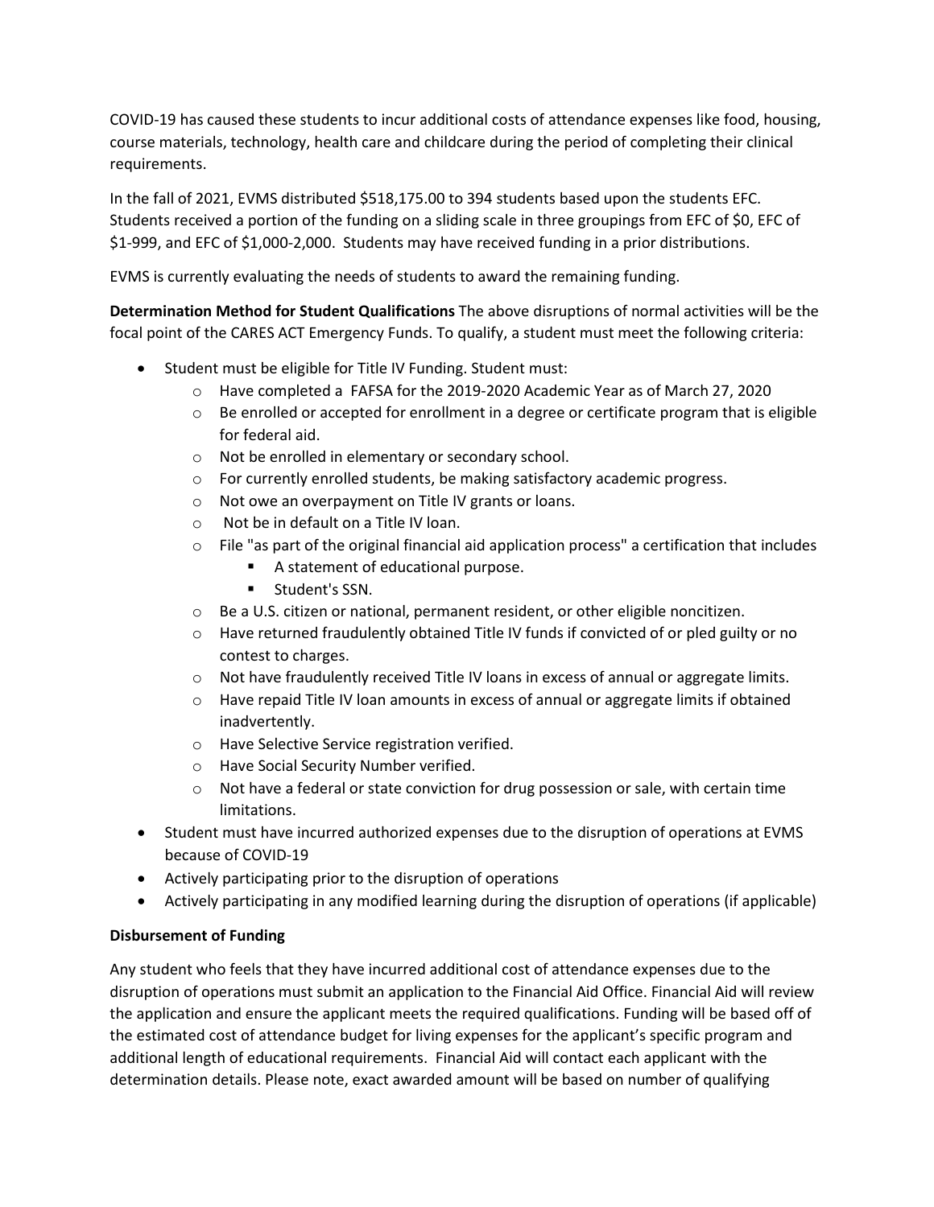COVID-19 has caused these students to incur additional costs of attendance expenses like food, housing, course materials, technology, health care and childcare during the period of completing their clinical requirements.

In the fall of 2021, EVMS distributed $518,175.00 to 394 students based upon the students EFC. Students received a portion of the funding on a sliding scale in three groupings from EFC of $0, EFC of $1-999, and EFC of $1,000-2,000. Students may have received funding in a prior distributions.

EVMS is currently evaluating the needs of students to award the remaining funding.

**Determination Method for Student Qualifications** The above disruptions of normal activities will be the focal point of the CARES ACT Emergency Funds. To qualify, a student must meet the following criteria:

- Student must be eligible for Title IV Funding. Student must:
  - Have completed a FAFSA for the 2019-2020 Academic Year as of March 27, 2020
  - Be enrolled or accepted for enrollment in a degree or certificate program that is eligible for federal aid.
  - Not be enrolled in elementary or secondary school.
  - For currently enrolled students, be making satisfactory academic progress.
  - Not owe an overpayment on Title IV grants or loans.
  - Not be in default on a Title IV loan.
  - File "as part of the original financial aid application process" a certification that includes
    - A statement of educational purpose.
    - Student's SSN.
  - Be a U.S. citizen or national, permanent resident, or other eligible noncitizen.
  - Have returned fraudulently obtained Title IV funds if convicted of or pled guilty or no contest to charges.
  - Not have fraudulently received Title IV loans in excess of annual or aggregate limits.
  - Have repaid Title IV loan amounts in excess of annual or aggregate limits if obtained inadvertently.
  - Have Selective Service registration verified.
  - Have Social Security Number verified.
  - Not have a federal or state conviction for drug possession or sale, with certain time limitations.
- Student must have incurred authorized expenses due to the disruption of operations at EVMS because of COVID-19
- Actively participating prior to the disruption of operations
- Actively participating in any modified learning during the disruption of operations (if applicable)

**Disbursement of Funding**

Any student who feels that they have incurred additional cost of attendance expenses due to the disruption of operations must submit an application to the Financial Aid Office. Financial Aid will review the application and ensure the applicant meets the required qualifications. Funding will be based off of the estimated cost of attendance budget for living expenses for the applicant's specific program and additional length of educational requirements. Financial Aid will contact each applicant with the determination details. Please note, exact awarded amount will be based on number of qualifying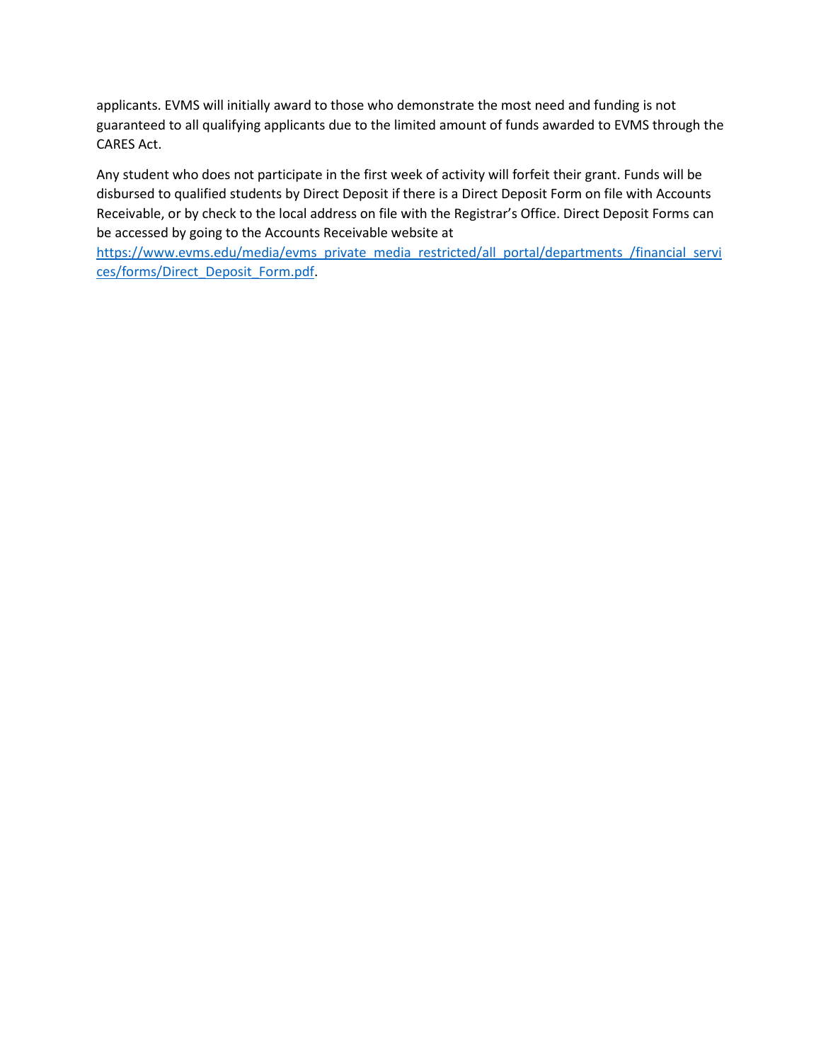applicants. EVMS will initially award to those who demonstrate the most need and funding is not guaranteed to all qualifying applicants due to the limited amount of funds awarded to EVMS through the CARES Act.

Any student who does not participate in the first week of activity will forfeit their grant. Funds will be disbursed to qualified students by Direct Deposit if there is a Direct Deposit Form on file with Accounts Receivable, or by check to the local address on file with the Registrar's Office. Direct Deposit Forms can be accessed by going to the Accounts Receivable website at [https://www.evms.edu/media/evms_private_media_restricted/all_portal/departments_/financial_services/forms/Direct_Deposit_Form.pdf](https://www.evms.edu/media/evms_private_media_restricted/all_portal/departments_/financial_services/forms/Direct_Deposit_Form.pdf).